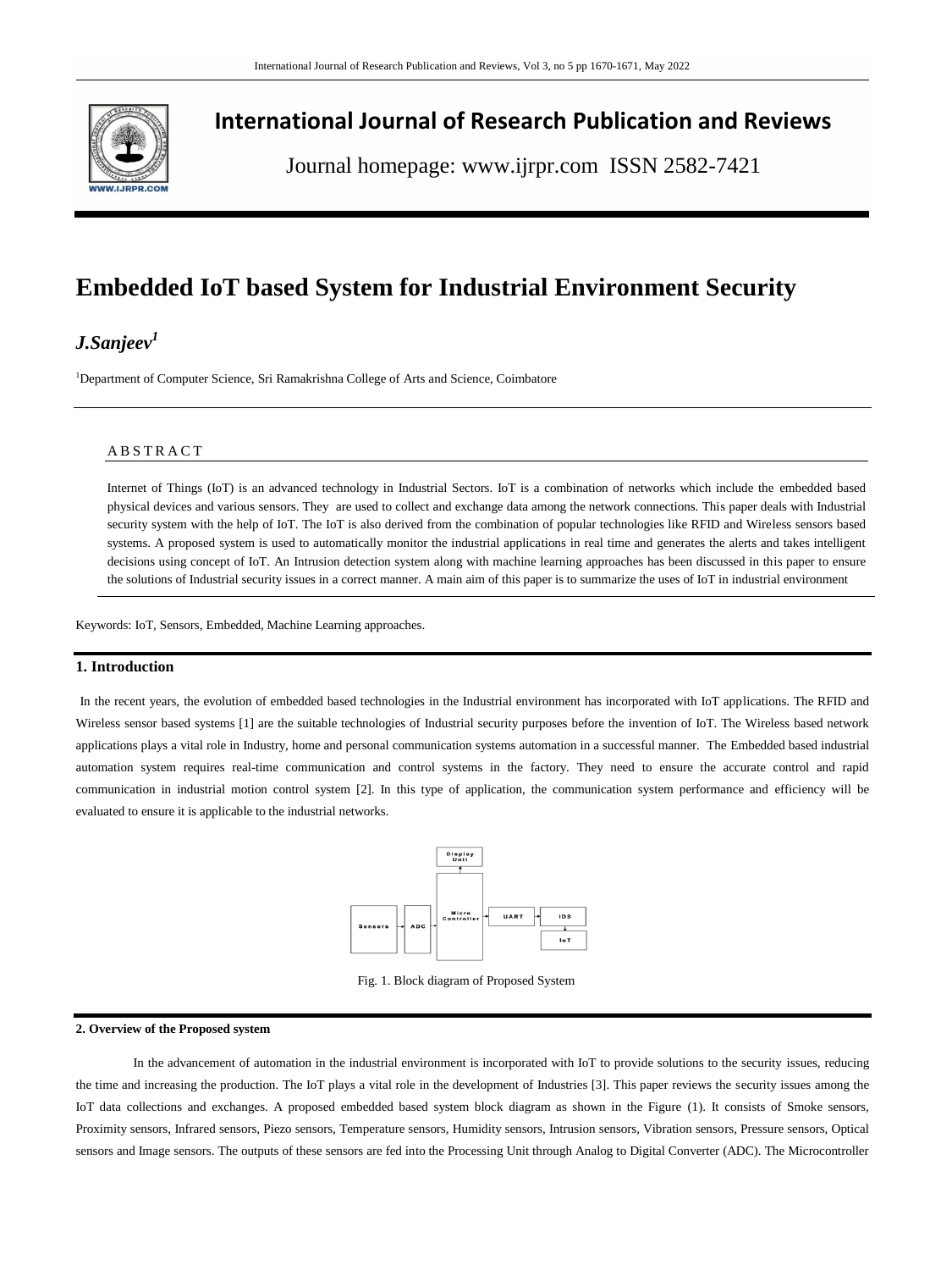# International Journal of Research Publication and Reviews

Journal homepage: www.ijrpr.com ISSN 2582-7421

# Embedded IoT based System for Industrial Environment Security

## *J.Sanjeev*[1]

[1]Department of Computer Science, Sri Ramakrishna College of Arts and Science, Coimbatore

### ABSTRACT

Internet of Things (IoT) is an advanced technology in Industrial Sectors. IoT is a combination of networks which include the embedded based physical devices and various sensors. They are used to collect and exchange data among the network connections. This paper deals with Industrial security system with the help of IoT. The IoT is also derived from the combination of popular technologies like RFID and Wireless sensors based systems. A proposed system is used to automatically monitor the industrial applications in real time and generates the alerts and takes intelligent decisions using concept of IoT. An Intrusion detection system along with machine learning approaches has been discussed in this paper to ensure the solutions of Industrial security issues in a correct manner. A main aim of this paper is to summarize the uses of IoT in industrial environment

Keywords: IoT, Sensors, Embedded, Machine Learning approaches.

## 1. Introduction

In the recent years, the evolution of embedded based technologies in the Industrial environment has incorporated with IoT applications. The RFID and Wireless sensor based systems [1] are the suitable technologies of Industrial security purposes before the invention of IoT. The Wireless based network applications plays a vital role in Industry, home and personal communication systems automation in a successful manner. The Embedded based industrial automation system requires real-time communication and control systems in the factory. They need to ensure the accurate control and rapid communication in industrial motion control system [2]. In this type of application, the communication system performance and efficiency will be evaluated to ensure it is applicable to the industrial networks.

Fig. 1. Block diagram of Proposed System

## 2. Overview of the Proposed system

In the advancement of automation in the industrial environment is incorporated with IoT to provide solutions to the security issues, reducing the time and increasing the production. The IoT plays a vital role in the development of Industries [3]. This paper reviews the security issues among the IoT data collections and exchanges. A proposed embedded based system block diagram as shown in the Figure (1). It consists of Smoke sensors, Proximity sensors, Infrared sensors, Piezo sensors, Temperature sensors, Humidity sensors, Intrusion sensors, Vibration sensors, Pressure sensors, Optical sensors and Image sensors. The outputs of these sensors are fed into the Processing Unit through Analog to Digital Converter (ADC). The Microcontroller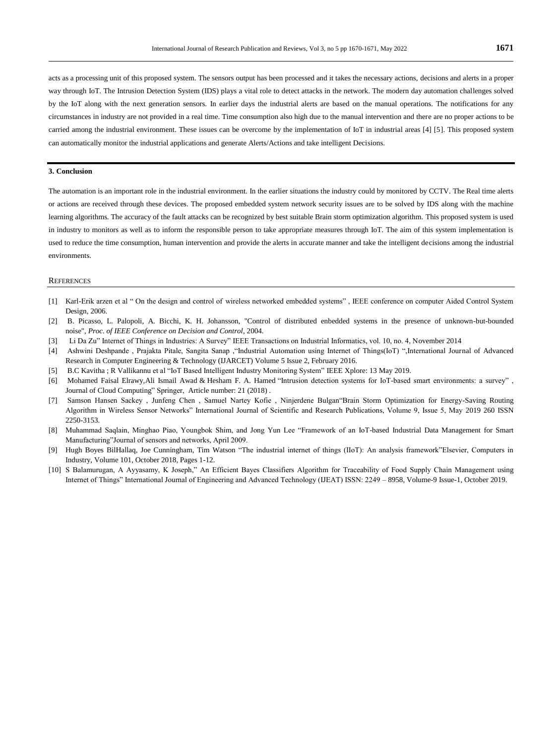acts as a processing unit of this proposed system. The sensors output has been processed and it takes the necessary actions, decisions and alerts in a proper way through IoT. The Intrusion Detection System (IDS) plays a vital role to detect attacks in the network. The modern day automation challenges solved by the IoT along with the next generation sensors. In earlier days the industrial alerts are based on the manual operations. The notifications for any circumstances in industry are not provided in a real time. Time consumption also high due to the manual intervention and there are no proper actions to be carried among the industrial environment. These issues can be overcome by the implementation of IoT in industrial areas [4] [5]. This proposed system can automatically monitor the industrial applications and generate Alerts/Actions and take intelligent Decisions.

### 3. Conclusion

The automation is an important role in the industrial environment. In the earlier situations the industry could by monitored by CCTV. The Real time alerts or actions are received through these devices. The proposed embedded system network security issues are to be solved by IDS along with the machine learning algorithms. The accuracy of the fault attacks can be recognized by best suitable Brain storm optimization algorithm. This proposed system is used in industry to monitors as well as to inform the responsible person to take appropriate measures through IoT. The aim of this system implementation is used to reduce the time consumption, human intervention and provide the alerts in accurate manner and take the intelligent decisions among the industrial environments.

### References

[1] Karl-Erik arzen et al " On the design and control of wireless networked embedded systems" , IEEE conference on computer Aided Control System Design, 2006.

[2] B. Picasso, L. Palopoli, A. Bicchi, K. H. Johansson, "Control of distributed embedded systems in the presence of unknown-but-bounded noise", *Proc. of IEEE Conference on Decision and Control*, 2004.

[3] Li Da Zu" Internet of Things in Industries: A Survey" IEEE Transactions on Industrial Informatics, vol. 10, no. 4, November 2014

[4] Ashwini Deshpande , Prajakta Pitale, Sangita Sanap ,"Industrial Automation using Internet of Things(IoT) ",International Journal of Advanced Research in Computer Engineering & Technology (IJARCET) Volume 5 Issue 2, February 2016.

[5] B.C Kavitha ; R Vallikannu et al "IoT Based Intelligent Industry Monitoring System" IEEE Xplore: 13 May 2019.

[6] Mohamed Faisal Elrawy,Ali Ismail Awad & Hesham F. A. Hamed "Intrusion detection systems for IoT-based smart environments: a survey" , Journal of Cloud Computing" Springer, Article number: 21 (2018) .

[7] Samson Hansen Sackey , Junfeng Chen , Samuel Nartey Kofie , Ninjerdene Bulgan"Brain Storm Optimization for Energy-Saving Routing Algorithm in Wireless Sensor Networks" International Journal of Scientific and Research Publications, Volume 9, Issue 5, May 2019 260 ISSN 2250-3153.

[8] Muhammad Saqlain, Minghao Piao, Youngbok Shim, and Jong Yun Lee "Framework of an IoT-based Industrial Data Management for Smart Manufacturing"Journal of sensors and networks, April 2009.

[9] Hugh Boyes BilHallaq, Joe Cunningham, Tim Watson "The industrial internet of things (IIoT): An analysis framework"Elsevier, Computers in Industry, Volume 101, October 2018, Pages 1-12.

[10] S Balamurugan, A Ayyasamy, K Joseph," An Efficient Bayes Classifiers Algorithm for Traceability of Food Supply Chain Management using Internet of Things" International Journal of Engineering and Advanced Technology (IJEAT) ISSN: 2249 – 8958, Volume-9 Issue-1, October 2019.